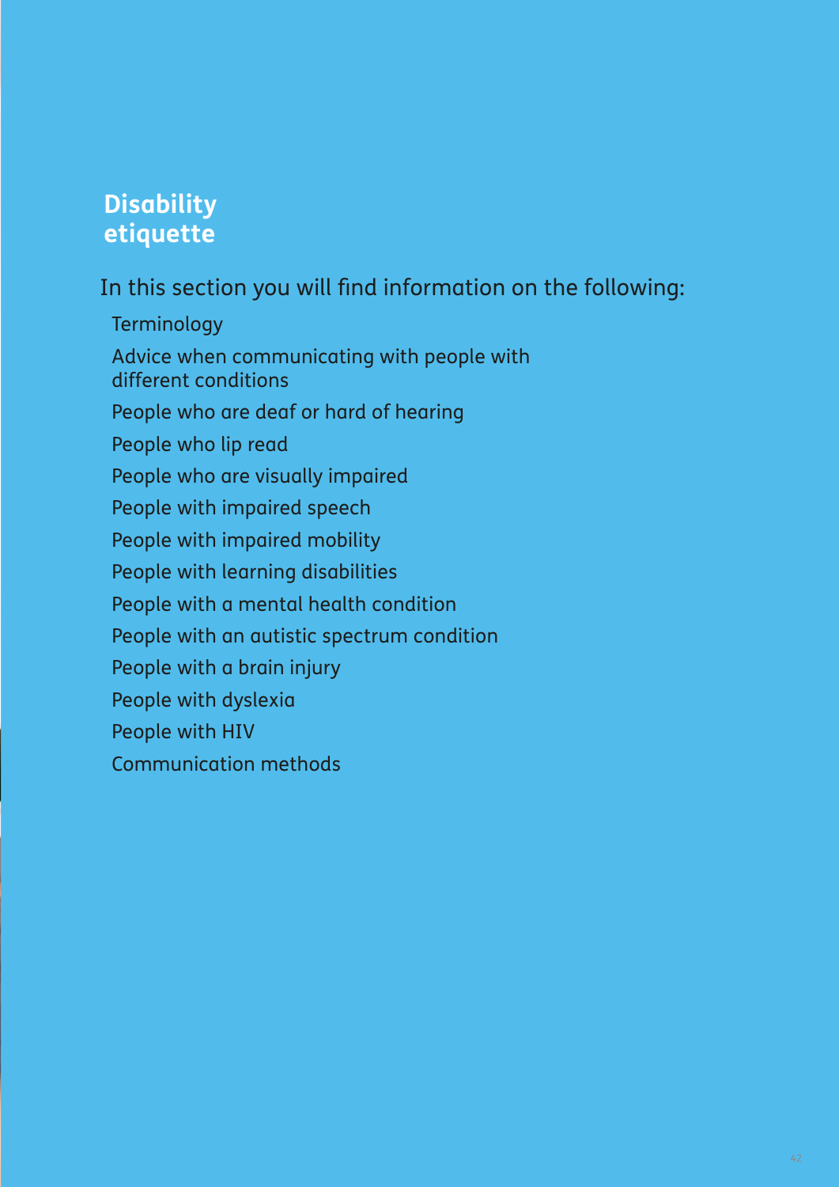# Disability etiquette

In this section you will find information on the following:

- Terminology
- Advice when communicating with people with different conditions
- People who are deaf or hard of hearing
- People who lip read
- People who are visually impaired
- People with impaired speech
- People with impaired mobility
- People with learning disabilities
- People with a mental health condition
- People with an autistic spectrum condition
- People with a brain injury
- People with dyslexia
- People with HIV
- Communication methods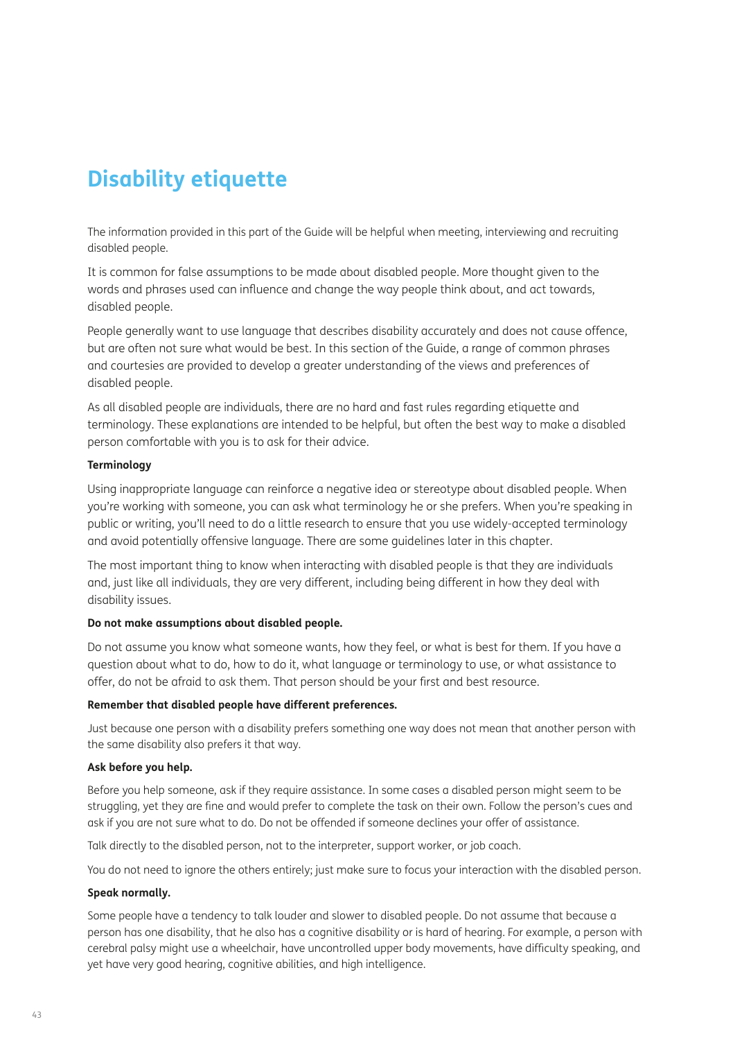# Disability etiquette

The information provided in this part of the Guide will be helpful when meeting, interviewing and recruiting disabled people.

It is common for false assumptions to be made about disabled people. More thought given to the words and phrases used can influence and change the way people think about, and act towards, disabled people.

People generally want to use language that describes disability accurately and does not cause offence, but are often not sure what would be best. In this section of the Guide, a range of common phrases and courtesies are provided to develop a greater understanding of the views and preferences of disabled people.

As all disabled people are individuals, there are no hard and fast rules regarding etiquette and terminology. These explanations are intended to be helpful, but often the best way to make a disabled person comfortable with you is to ask for their advice.

**Terminology**

Using inappropriate language can reinforce a negative idea or stereotype about disabled people. When you're working with someone, you can ask what terminology he or she prefers. When you're speaking in public or writing, you'll need to do a little research to ensure that you use widely-accepted terminology and avoid potentially offensive language. There are some guidelines later in this chapter.

The most important thing to know when interacting with disabled people is that they are individuals and, just like all individuals, they are very different, including being different in how they deal with disability issues.

**Do not make assumptions about disabled people.**

Do not assume you know what someone wants, how they feel, or what is best for them. If you have a question about what to do, how to do it, what language or terminology to use, or what assistance to offer, do not be afraid to ask them. That person should be your first and best resource.

**Remember that disabled people have different preferences.**

Just because one person with a disability prefers something one way does not mean that another person with the same disability also prefers it that way.

**Ask before you help.**

Before you help someone, ask if they require assistance. In some cases a disabled person might seem to be struggling, yet they are fine and would prefer to complete the task on their own. Follow the person's cues and ask if you are not sure what to do. Do not be offended if someone declines your offer of assistance.

Talk directly to the disabled person, not to the interpreter, support worker, or job coach.

You do not need to ignore the others entirely; just make sure to focus your interaction with the disabled person.

**Speak normally.**

Some people have a tendency to talk louder and slower to disabled people. Do not assume that because a person has one disability, that he also has a cognitive disability or is hard of hearing. For example, a person with cerebral palsy might use a wheelchair, have uncontrolled upper body movements, have difficulty speaking, and yet have very good hearing, cognitive abilities, and high intelligence.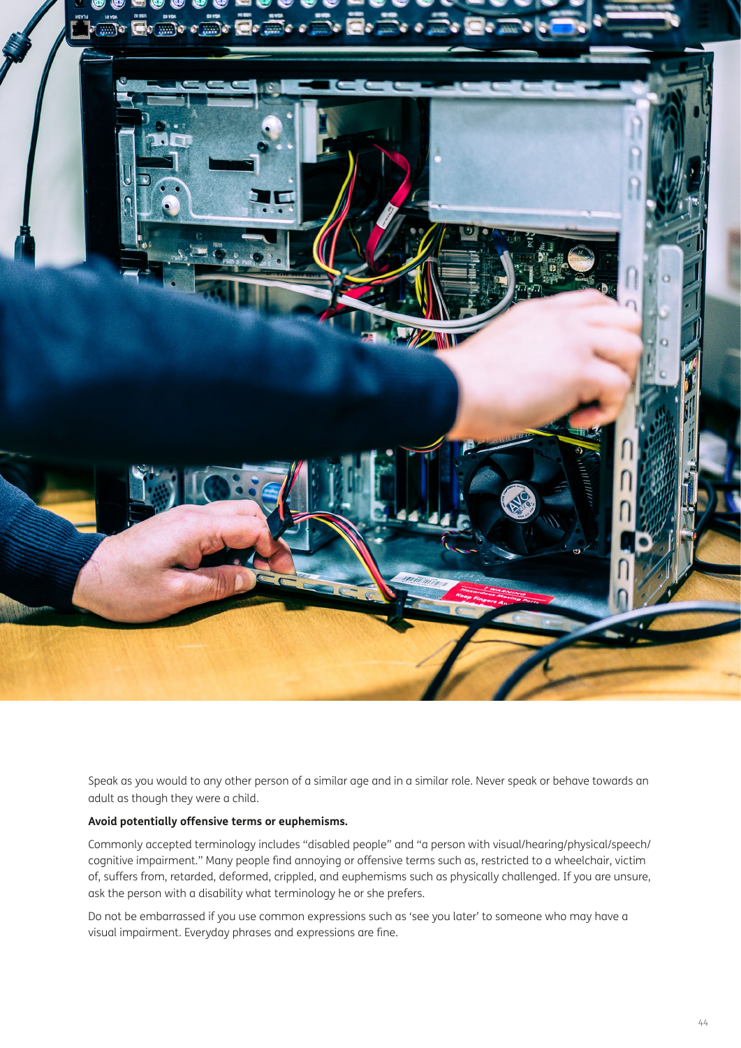Speak as you would to any other person of a similar age and in a similar role. Never speak or behave towards an adult as though they were a child.

**Avoid potentially offensive terms or euphemisms.**

Commonly accepted terminology includes "disabled people" and "a person with visual/hearing/physical/speech/cognitive impairment." Many people find annoying or offensive terms such as, restricted to a wheelchair, victim of, suffers from, retarded, deformed, crippled, and euphemisms such as physically challenged. If you are unsure, ask the person with a disability what terminology he or she prefers.

Do not be embarrassed if you use common expressions such as 'see you later' to someone who may have a visual impairment. Everyday phrases and expressions are fine.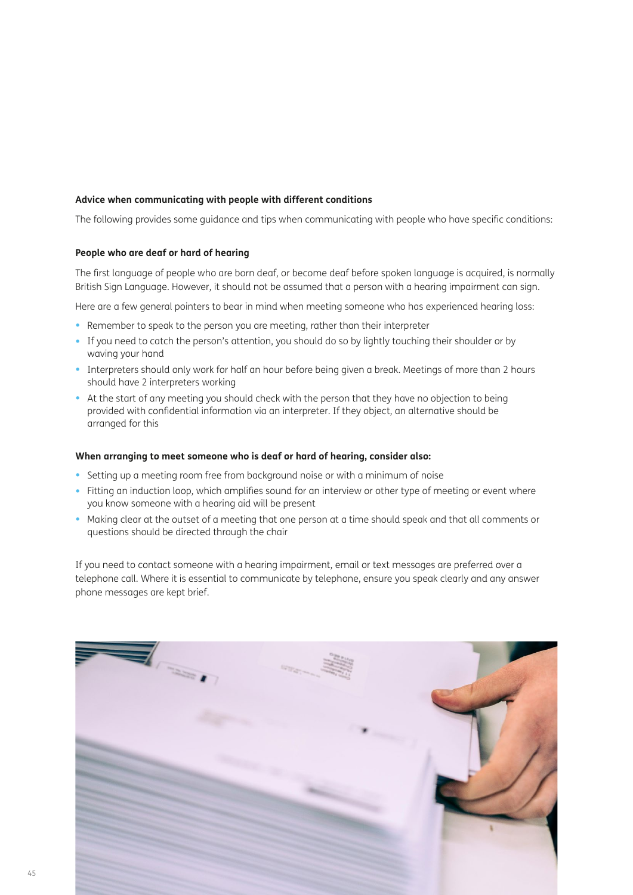**Advice when communicating with people with different conditions**

The following provides some guidance and tips when communicating with people who have specific conditions:

**People who are deaf or hard of hearing**

The first language of people who are born deaf, or become deaf before spoken language is acquired, is normally British Sign Language. However, it should not be assumed that a person with a hearing impairment can sign.

Here are a few general pointers to bear in mind when meeting someone who has experienced hearing loss:

- Remember to speak to the person you are meeting, rather than their interpreter
- If you need to catch the person's attention, you should do so by lightly touching their shoulder or by waving your hand
- Interpreters should only work for half an hour before being given a break. Meetings of more than 2 hours should have 2 interpreters working
- At the start of any meeting you should check with the person that they have no objection to being provided with confidential information via an interpreter. If they object, an alternative should be arranged for this

**When arranging to meet someone who is deaf or hard of hearing, consider also:**

- Setting up a meeting room free from background noise or with a minimum of noise
- Fitting an induction loop, which amplifies sound for an interview or other type of meeting or event where you know someone with a hearing aid will be present
- Making clear at the outset of a meeting that one person at a time should speak and that all comments or questions should be directed through the chair

If you need to contact someone with a hearing impairment, email or text messages are preferred over a telephone call. Where it is essential to communicate by telephone, ensure you speak clearly and any answer phone messages are kept brief.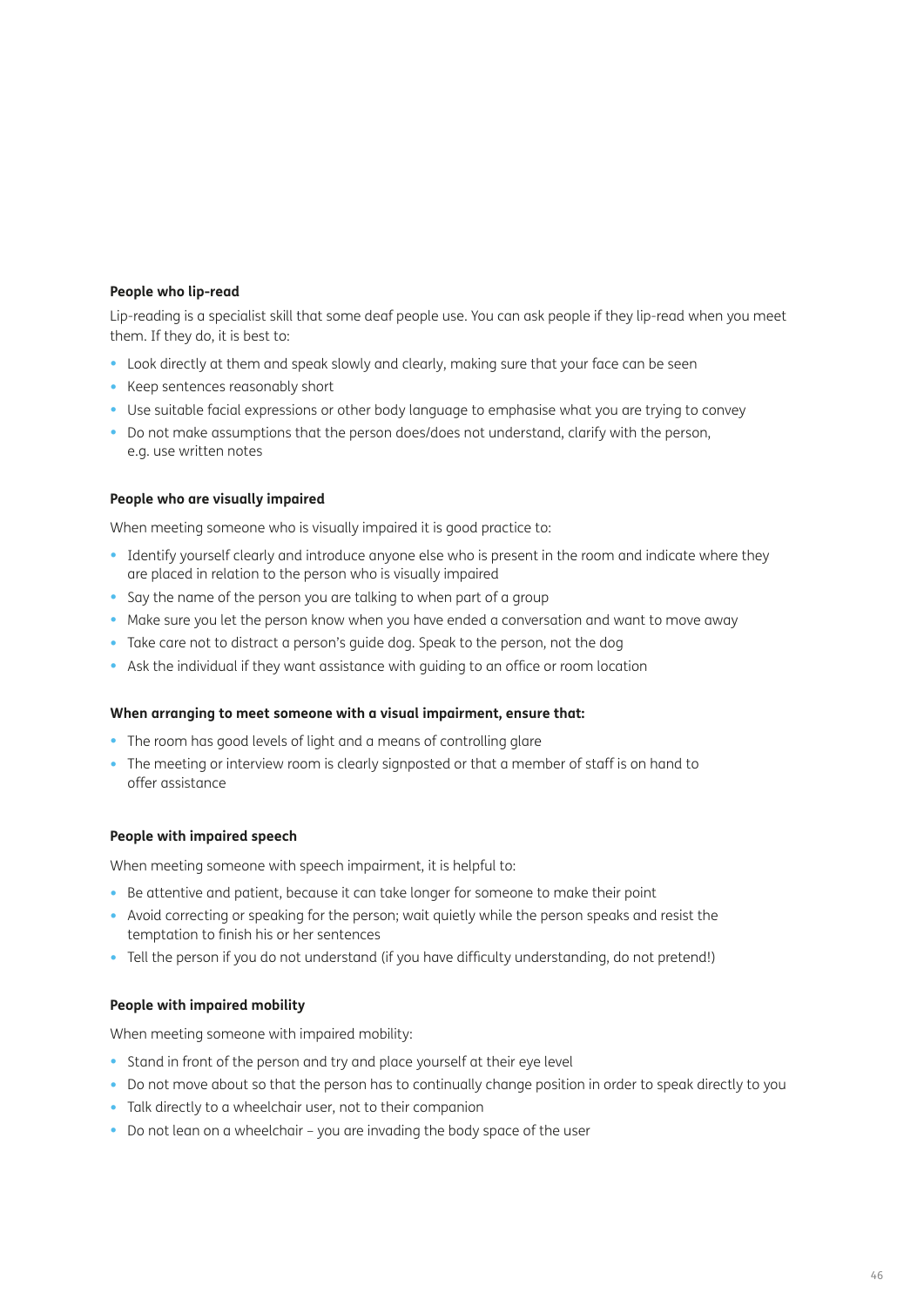**People who lip-read**

Lip-reading is a specialist skill that some deaf people use. You can ask people if they lip-read when you meet them. If they do, it is best to:

- Look directly at them and speak slowly and clearly, making sure that your face can be seen
- Keep sentences reasonably short
- Use suitable facial expressions or other body language to emphasise what you are trying to convey
- Do not make assumptions that the person does/does not understand, clarify with the person, e.g. use written notes

**People who are visually impaired**

When meeting someone who is visually impaired it is good practice to:

- Identify yourself clearly and introduce anyone else who is present in the room and indicate where they are placed in relation to the person who is visually impaired
- Say the name of the person you are talking to when part of a group
- Make sure you let the person know when you have ended a conversation and want to move away
- Take care not to distract a person's guide dog. Speak to the person, not the dog
- Ask the individual if they want assistance with guiding to an office or room location

**When arranging to meet someone with a visual impairment, ensure that:**

- The room has good levels of light and a means of controlling glare
- The meeting or interview room is clearly signposted or that a member of staff is on hand to offer assistance

**People with impaired speech**

When meeting someone with speech impairment, it is helpful to:

- Be attentive and patient, because it can take longer for someone to make their point
- Avoid correcting or speaking for the person; wait quietly while the person speaks and resist the temptation to finish his or her sentences
- Tell the person if you do not understand (if you have difficulty understanding, do not pretend!)

**People with impaired mobility**

When meeting someone with impaired mobility:

- Stand in front of the person and try and place yourself at their eye level
- Do not move about so that the person has to continually change position in order to speak directly to you
- Talk directly to a wheelchair user, not to their companion
- Do not lean on a wheelchair – you are invading the body space of the user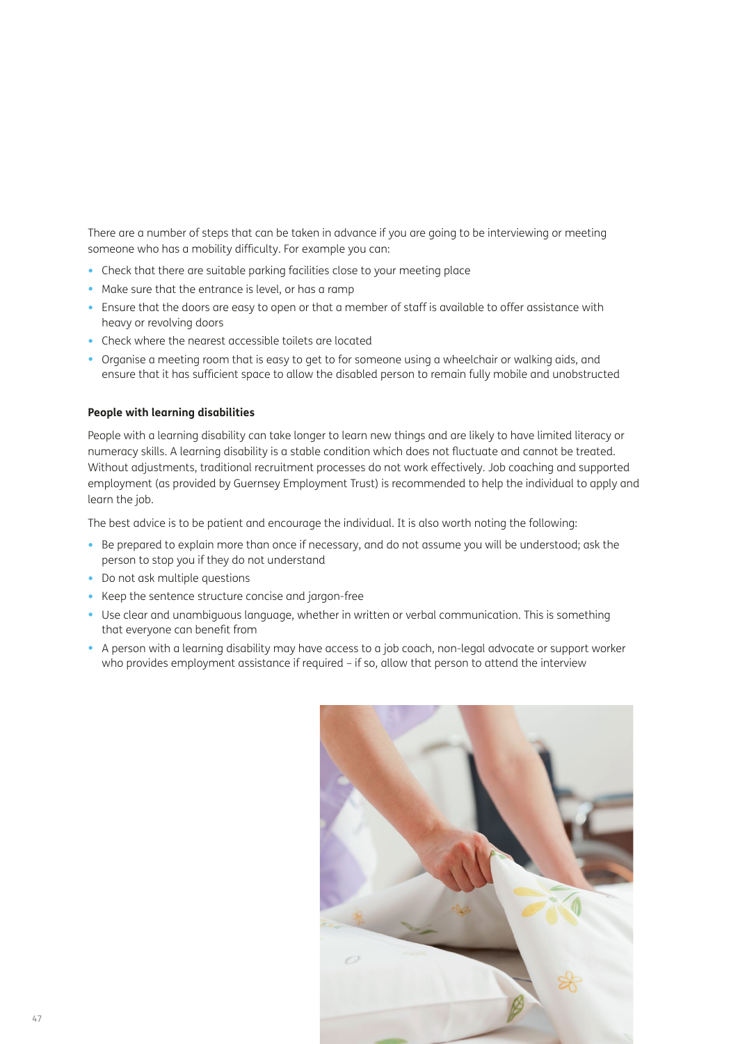There are a number of steps that can be taken in advance if you are going to be interviewing or meeting someone who has a mobility difficulty. For example you can:

- Check that there are suitable parking facilities close to your meeting place
- Make sure that the entrance is level, or has a ramp
- Ensure that the doors are easy to open or that a member of staff is available to offer assistance with heavy or revolving doors
- Check where the nearest accessible toilets are located
- Organise a meeting room that is easy to get to for someone using a wheelchair or walking aids, and ensure that it has sufficient space to allow the disabled person to remain fully mobile and unobstructed

**People with learning disabilities**

People with a learning disability can take longer to learn new things and are likely to have limited literacy or numeracy skills. A learning disability is a stable condition which does not fluctuate and cannot be treated. Without adjustments, traditional recruitment processes do not work effectively. Job coaching and supported employment (as provided by Guernsey Employment Trust) is recommended to help the individual to apply and learn the job.

The best advice is to be patient and encourage the individual. It is also worth noting the following:

- Be prepared to explain more than once if necessary, and do not assume you will be understood; ask the person to stop you if they do not understand
- Do not ask multiple questions
- Keep the sentence structure concise and jargon-free
- Use clear and unambiguous language, whether in written or verbal communication. This is something that everyone can benefit from
- A person with a learning disability may have access to a job coach, non-legal advocate or support worker who provides employment assistance if required – if so, allow that person to attend the interview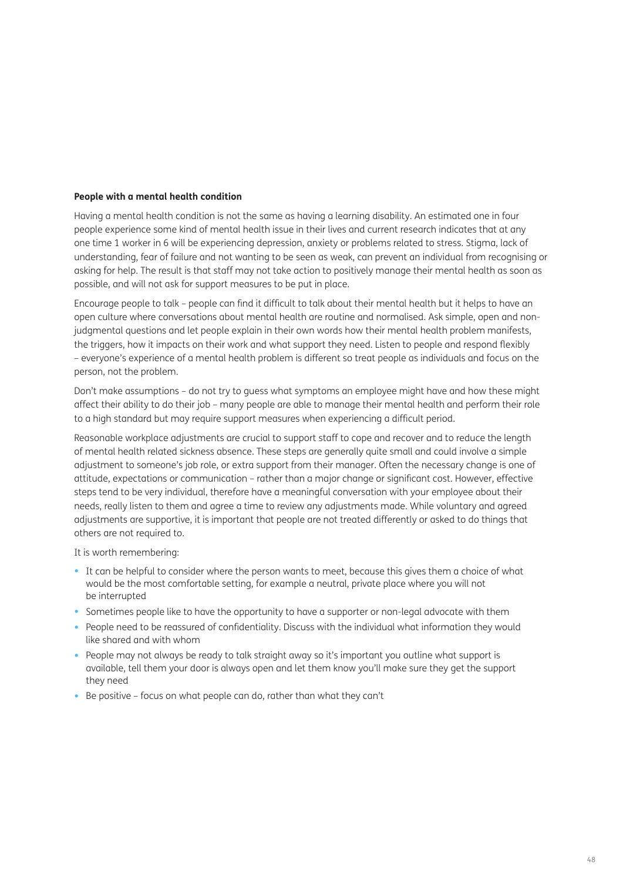**People with a mental health condition**

Having a mental health condition is not the same as having a learning disability. An estimated one in four people experience some kind of mental health issue in their lives and current research indicates that at any one time 1 worker in 6 will be experiencing depression, anxiety or problems related to stress. Stigma, lack of understanding, fear of failure and not wanting to be seen as weak, can prevent an individual from recognising or asking for help. The result is that staff may not take action to positively manage their mental health as soon as possible, and will not ask for support measures to be put in place.

Encourage people to talk – people can find it difficult to talk about their mental health but it helps to have an open culture where conversations about mental health are routine and normalised. Ask simple, open and non-judgmental questions and let people explain in their own words how their mental health problem manifests, the triggers, how it impacts on their work and what support they need. Listen to people and respond flexibly – everyone's experience of a mental health problem is different so treat people as individuals and focus on the person, not the problem.

Don't make assumptions – do not try to guess what symptoms an employee might have and how these might affect their ability to do their job – many people are able to manage their mental health and perform their role to a high standard but may require support measures when experiencing a difficult period.

Reasonable workplace adjustments are crucial to support staff to cope and recover and to reduce the length of mental health related sickness absence. These steps are generally quite small and could involve a simple adjustment to someone's job role, or extra support from their manager. Often the necessary change is one of attitude, expectations or communication – rather than a major change or significant cost. However, effective steps tend to be very individual, therefore have a meaningful conversation with your employee about their needs, really listen to them and agree a time to review any adjustments made. While voluntary and agreed adjustments are supportive, it is important that people are not treated differently or asked to do things that others are not required to.

It is worth remembering:

- It can be helpful to consider where the person wants to meet, because this gives them a choice of what would be the most comfortable setting, for example a neutral, private place where you will not be interrupted
- Sometimes people like to have the opportunity to have a supporter or non-legal advocate with them
- People need to be reassured of confidentiality. Discuss with the individual what information they would like shared and with whom
- People may not always be ready to talk straight away so it's important you outline what support is available, tell them your door is always open and let them know you'll make sure they get the support they need
- Be positive – focus on what people can do, rather than what they can't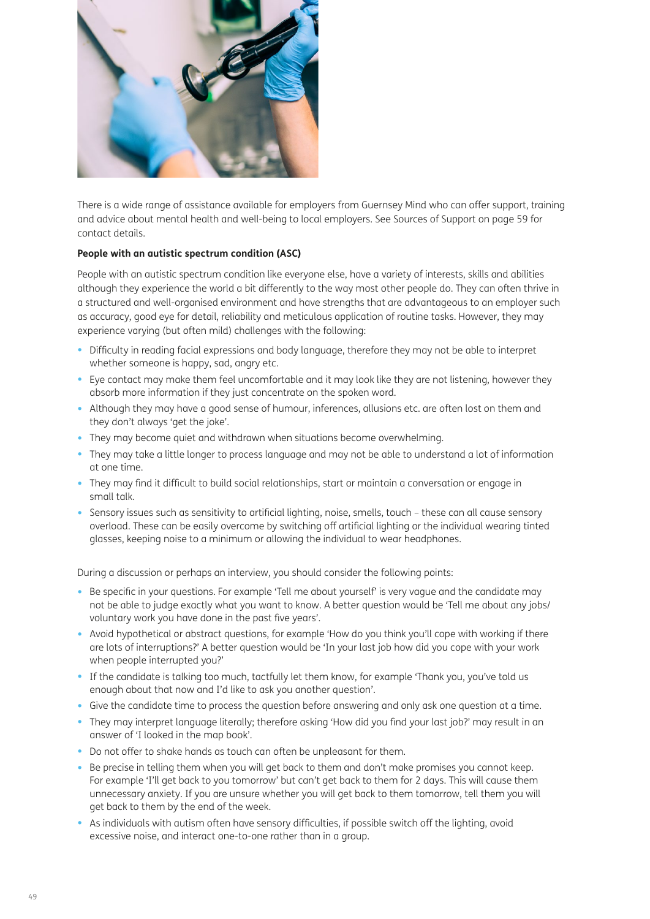There is a wide range of assistance available for employers from Guernsey Mind who can offer support, training and advice about mental health and well-being to local employers. See Sources of Support on page 59 for contact details.

**People with an autistic spectrum condition (ASC)**

People with an autistic spectrum condition like everyone else, have a variety of interests, skills and abilities although they experience the world a bit differently to the way most other people do. They can often thrive in a structured and well-organised environment and have strengths that are advantageous to an employer such as accuracy, good eye for detail, reliability and meticulous application of routine tasks. However, they may experience varying (but often mild) challenges with the following:

- Difficulty in reading facial expressions and body language, therefore they may not be able to interpret whether someone is happy, sad, angry etc.
- Eye contact may make them feel uncomfortable and it may look like they are not listening, however they absorb more information if they just concentrate on the spoken word.
- Although they may have a good sense of humour, inferences, allusions etc. are often lost on them and they don't always 'get the joke'.
- They may become quiet and withdrawn when situations become overwhelming.
- They may take a little longer to process language and may not be able to understand a lot of information at one time.
- They may find it difficult to build social relationships, start or maintain a conversation or engage in small talk.
- Sensory issues such as sensitivity to artificial lighting, noise, smells, touch – these can all cause sensory overload. These can be easily overcome by switching off artificial lighting or the individual wearing tinted glasses, keeping noise to a minimum or allowing the individual to wear headphones.

During a discussion or perhaps an interview, you should consider the following points:

- Be specific in your questions. For example 'Tell me about yourself' is very vague and the candidate may not be able to judge exactly what you want to know. A better question would be 'Tell me about any jobs/voluntary work you have done in the past five years'.
- Avoid hypothetical or abstract questions, for example 'How do you think you'll cope with working if there are lots of interruptions?' A better question would be 'In your last job how did you cope with your work when people interrupted you?'
- If the candidate is talking too much, tactfully let them know, for example 'Thank you, you've told us enough about that now and I'd like to ask you another question'.
- Give the candidate time to process the question before answering and only ask one question at a time.
- They may interpret language literally; therefore asking 'How did you find your last job?' may result in an answer of 'I looked in the map book'.
- Do not offer to shake hands as touch can often be unpleasant for them.
- Be precise in telling them when you will get back to them and don't make promises you cannot keep. For example 'I'll get back to you tomorrow' but can't get back to them for 2 days. This will cause them unnecessary anxiety. If you are unsure whether you will get back to them tomorrow, tell them you will get back to them by the end of the week.
- As individuals with autism often have sensory difficulties, if possible switch off the lighting, avoid excessive noise, and interact one-to-one rather than in a group.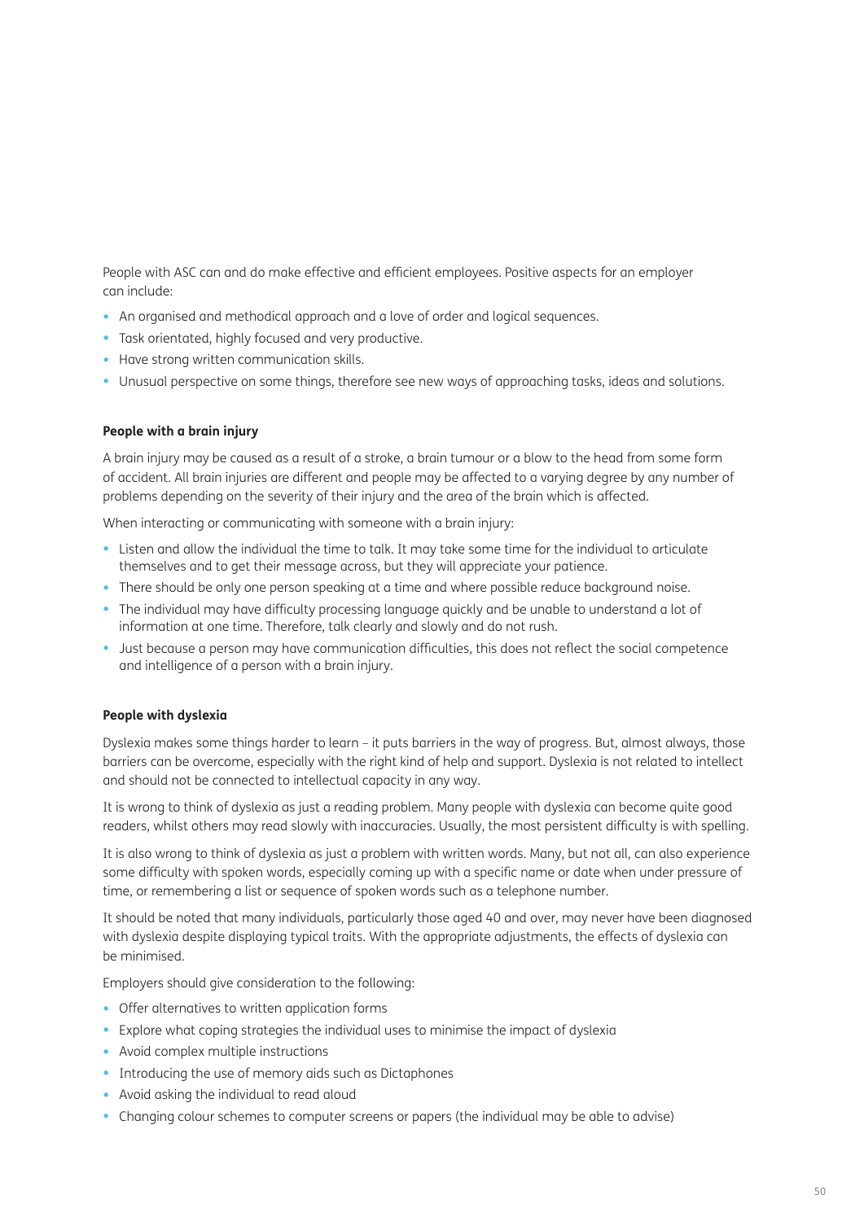People with ASC can and do make effective and efficient employees. Positive aspects for an employer can include:

- An organised and methodical approach and a love of order and logical sequences.
- Task orientated, highly focused and very productive.
- Have strong written communication skills.
- Unusual perspective on some things, therefore see new ways of approaching tasks, ideas and solutions.

**People with a brain injury**

A brain injury may be caused as a result of a stroke, a brain tumour or a blow to the head from some form of accident. All brain injuries are different and people may be affected to a varying degree by any number of problems depending on the severity of their injury and the area of the brain which is affected.

When interacting or communicating with someone with a brain injury:

- Listen and allow the individual the time to talk. It may take some time for the individual to articulate themselves and to get their message across, but they will appreciate your patience.
- There should be only one person speaking at a time and where possible reduce background noise.
- The individual may have difficulty processing language quickly and be unable to understand a lot of information at one time. Therefore, talk clearly and slowly and do not rush.
- Just because a person may have communication difficulties, this does not reflect the social competence and intelligence of a person with a brain injury.

**People with dyslexia**

Dyslexia makes some things harder to learn – it puts barriers in the way of progress. But, almost always, those barriers can be overcome, especially with the right kind of help and support. Dyslexia is not related to intellect and should not be connected to intellectual capacity in any way.

It is wrong to think of dyslexia as just a reading problem. Many people with dyslexia can become quite good readers, whilst others may read slowly with inaccuracies. Usually, the most persistent difficulty is with spelling.

It is also wrong to think of dyslexia as just a problem with written words. Many, but not all, can also experience some difficulty with spoken words, especially coming up with a specific name or date when under pressure of time, or remembering a list or sequence of spoken words such as a telephone number.

It should be noted that many individuals, particularly those aged 40 and over, may never have been diagnosed with dyslexia despite displaying typical traits. With the appropriate adjustments, the effects of dyslexia can be minimised.

Employers should give consideration to the following:

- Offer alternatives to written application forms
- Explore what coping strategies the individual uses to minimise the impact of dyslexia
- Avoid complex multiple instructions
- Introducing the use of memory aids such as Dictaphones
- Avoid asking the individual to read aloud
- Changing colour schemes to computer screens or papers (the individual may be able to advise)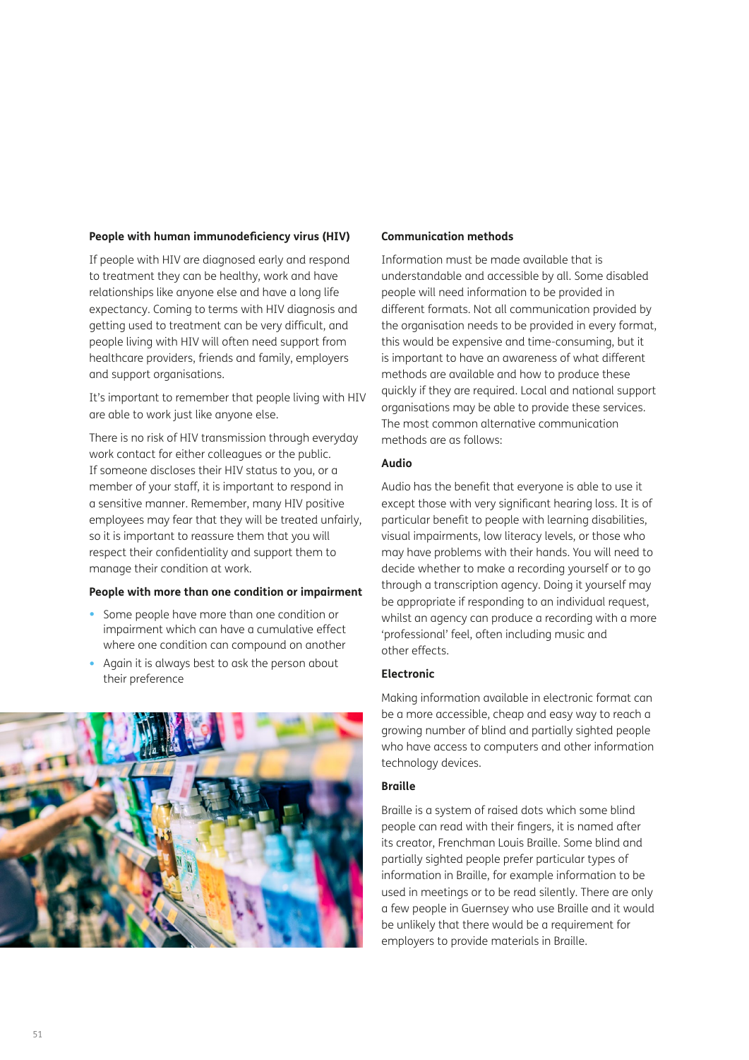### People with human immunodeficiency virus (HIV)

If people with HIV are diagnosed early and respond to treatment they can be healthy, work and have relationships like anyone else and have a long life expectancy. Coming to terms with HIV diagnosis and getting used to treatment can be very difficult, and people living with HIV will often need support from healthcare providers, friends and family, employers and support organisations.

It's important to remember that people living with HIV are able to work just like anyone else.

There is no risk of HIV transmission through everyday work contact for either colleagues or the public. If someone discloses their HIV status to you, or a member of your staff, it is important to respond in a sensitive manner. Remember, many HIV positive employees may fear that they will be treated unfairly, so it is important to reassure them that you will respect their confidentiality and support them to manage their condition at work.

### People with more than one condition or impairment

- Some people have more than one condition or impairment which can have a cumulative effect where one condition can compound on another
- Again it is always best to ask the person about their preference

### Communication methods

Information must be made available that is understandable and accessible by all. Some disabled people will need information to be provided in different formats. Not all communication provided by the organisation needs to be provided in every format, this would be expensive and time-consuming, but it is important to have an awareness of what different methods are available and how to produce these quickly if they are required. Local and national support organisations may be able to provide these services. The most common alternative communication methods are as follows:

#### Audio

Audio has the benefit that everyone is able to use it except those with very significant hearing loss. It is of particular benefit to people with learning disabilities, visual impairments, low literacy levels, or those who may have problems with their hands. You will need to decide whether to make a recording yourself or to go through a transcription agency. Doing it yourself may be appropriate if responding to an individual request, whilst an agency can produce a recording with a more 'professional' feel, often including music and other effects.

#### Electronic

Making information available in electronic format can be a more accessible, cheap and easy way to reach a growing number of blind and partially sighted people who have access to computers and other information technology devices.

#### Braille

Braille is a system of raised dots which some blind people can read with their fingers, it is named after its creator, Frenchman Louis Braille. Some blind and partially sighted people prefer particular types of information in Braille, for example information to be used in meetings or to be read silently. There are only a few people in Guernsey who use Braille and it would be unlikely that there would be a requirement for employers to provide materials in Braille.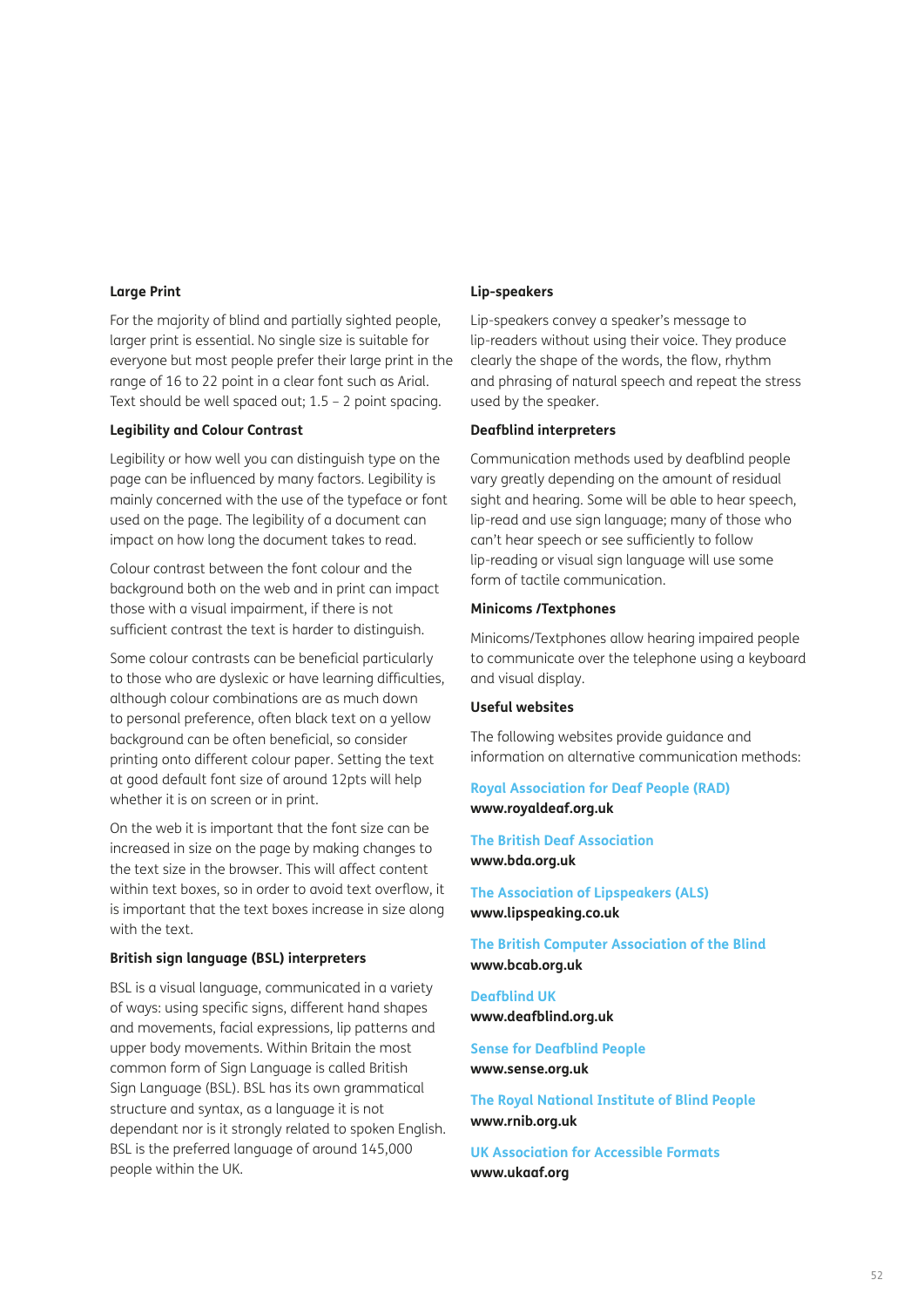### Large Print

For the majority of blind and partially sighted people, larger print is essential. No single size is suitable for everyone but most people prefer their large print in the range of 16 to 22 point in a clear font such as Arial. Text should be well spaced out; 1.5 – 2 point spacing.

### Legibility and Colour Contrast

Legibility or how well you can distinguish type on the page can be influenced by many factors. Legibility is mainly concerned with the use of the typeface or font used on the page. The legibility of a document can impact on how long the document takes to read.

Colour contrast between the font colour and the background both on the web and in print can impact those with a visual impairment, if there is not sufficient contrast the text is harder to distinguish.

Some colour contrasts can be beneficial particularly to those who are dyslexic or have learning difficulties, although colour combinations are as much down to personal preference, often black text on a yellow background can be often beneficial, so consider printing onto different colour paper. Setting the text at good default font size of around 12pts will help whether it is on screen or in print.

On the web it is important that the font size can be increased in size on the page by making changes to the text size in the browser. This will affect content within text boxes, so in order to avoid text overflow, it is important that the text boxes increase in size along with the text.

### British sign language (BSL) interpreters

BSL is a visual language, communicated in a variety of ways: using specific signs, different hand shapes and movements, facial expressions, lip patterns and upper body movements. Within Britain the most common form of Sign Language is called British Sign Language (BSL). BSL has its own grammatical structure and syntax, as a language it is not dependant nor is it strongly related to spoken English. BSL is the preferred language of around 145,000 people within the UK.

### Lip-speakers

Lip-speakers convey a speaker's message to lip-readers without using their voice. They produce clearly the shape of the words, the flow, rhythm and phrasing of natural speech and repeat the stress used by the speaker.

### Deafblind interpreters

Communication methods used by deafblind people vary greatly depending on the amount of residual sight and hearing. Some will be able to hear speech, lip-read and use sign language; many of those who can't hear speech or see sufficiently to follow lip-reading or visual sign language will use some form of tactile communication.

### Minicoms /Textphones

Minicoms/Textphones allow hearing impaired people to communicate over the telephone using a keyboard and visual display.

### Useful websites

The following websites provide guidance and information on alternative communication methods:

**Royal Association for Deaf People (RAD)**
**www.royaldeaf.org.uk**

**The British Deaf Association**
**www.bda.org.uk**

**The Association of Lipspeakers (ALS)**
**www.lipspeaking.co.uk**

**The British Computer Association of the Blind**
**www.bcab.org.uk**

**Deafblind UK**
**www.deafblind.org.uk**

**Sense for Deafblind People**
**www.sense.org.uk**

**The Royal National Institute of Blind People**
**www.rnib.org.uk**

**UK Association for Accessible Formats**
**www.ukaaf.org**